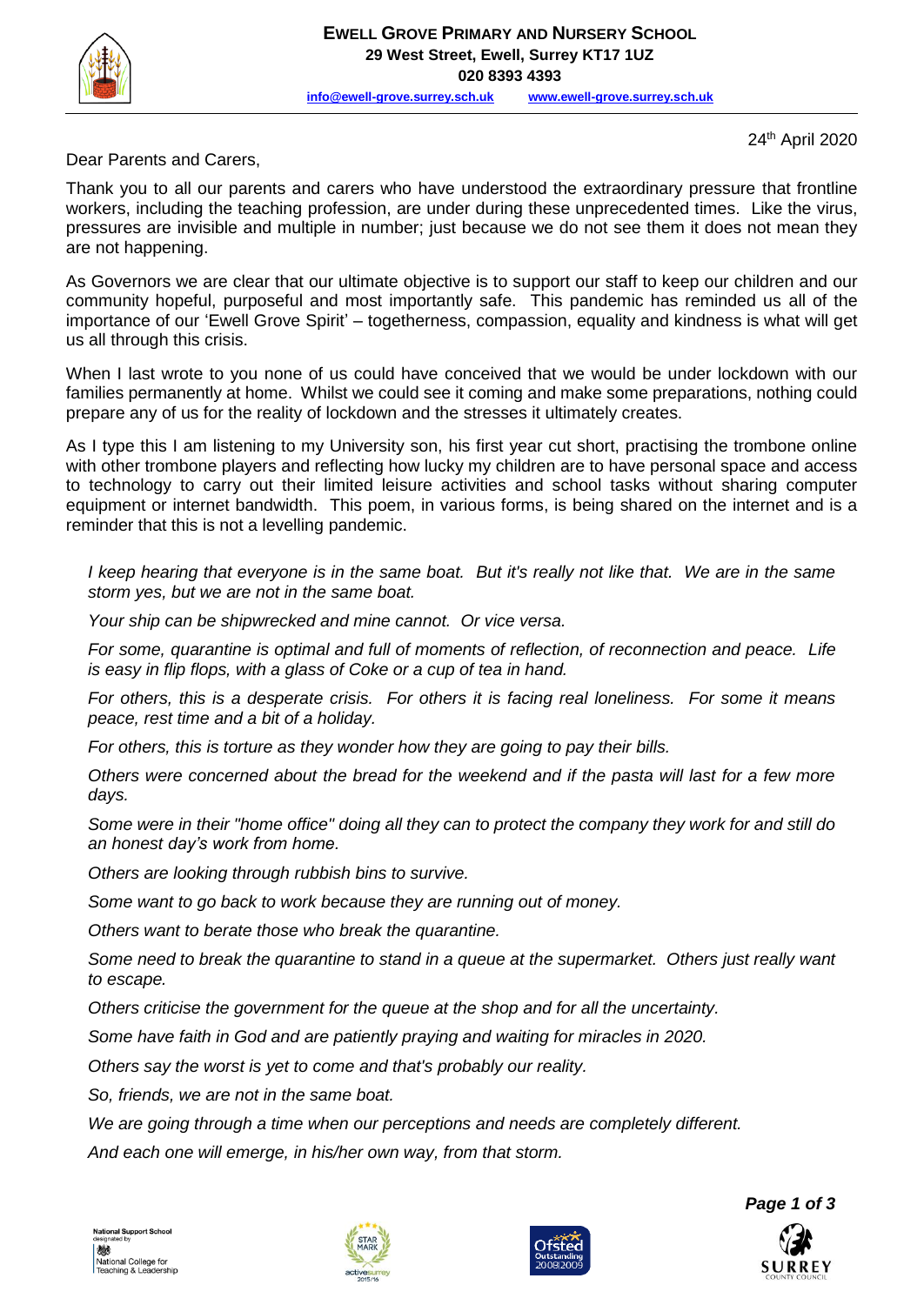**EWELL GROVE PRIMARY AND NURSERY SCHOOL**
**29 West Street, Ewell, Surrey KT17 1UZ**
**020 8393 4393**
info@ewell-grove.surrey.sch.uk www.ewell-grove.surrey.sch.uk

24th April 2020

Dear Parents and Carers,

Thank you to all our parents and carers who have understood the extraordinary pressure that frontline workers, including the teaching profession, are under during these unprecedented times. Like the virus, pressures are invisible and multiple in number; just because we do not see them it does not mean they are not happening.

As Governors we are clear that our ultimate objective is to support our staff to keep our children and our community hopeful, purposeful and most importantly safe. This pandemic has reminded us all of the importance of our 'Ewell Grove Spirit' – togetherness, compassion, equality and kindness is what will get us all through this crisis.

When I last wrote to you none of us could have conceived that we would be under lockdown with our families permanently at home. Whilst we could see it coming and make some preparations, nothing could prepare any of us for the reality of lockdown and the stresses it ultimately creates.

As I type this I am listening to my University son, his first year cut short, practising the trombone online with other trombone players and reflecting how lucky my children are to have personal space and access to technology to carry out their limited leisure activities and school tasks without sharing computer equipment or internet bandwidth. This poem, in various forms, is being shared on the internet and is a reminder that this is not a levelling pandemic.

> *I keep hearing that everyone is in the same boat. But it's really not like that. We are in the same storm yes, but we are not in the same boat.*
>
> *Your ship can be shipwrecked and mine cannot. Or vice versa.*
>
> *For some, quarantine is optimal and full of moments of reflection, of reconnection and peace. Life is easy in flip flops, with a glass of Coke or a cup of tea in hand.*
>
> *For others, this is a desperate crisis. For others it is facing real loneliness. For some it means peace, rest time and a bit of a holiday.*
>
> *For others, this is torture as they wonder how they are going to pay their bills.*
>
> *Others were concerned about the bread for the weekend and if the pasta will last for a few more days.*
>
> *Some were in their "home office" doing all they can to protect the company they work for and still do an honest day's work from home.*
>
> *Others are looking through rubbish bins to survive.*
>
> *Some want to go back to work because they are running out of money.*
>
> *Others want to berate those who break the quarantine.*
>
> *Some need to break the quarantine to stand in a queue at the supermarket. Others just really want to escape.*
>
> *Others criticise the government for the queue at the shop and for all the uncertainty.*
>
> *Some have faith in God and are patiently praying and waiting for miracles in 2020.*
>
> *Others say the worst is yet to come and that's probably our reality.*
>
> *So, friends, we are not in the same boat.*
>
> *We are going through a time when our perceptions and needs are completely different.*
>
> *And each one will emerge, in his/her own way, from that storm.*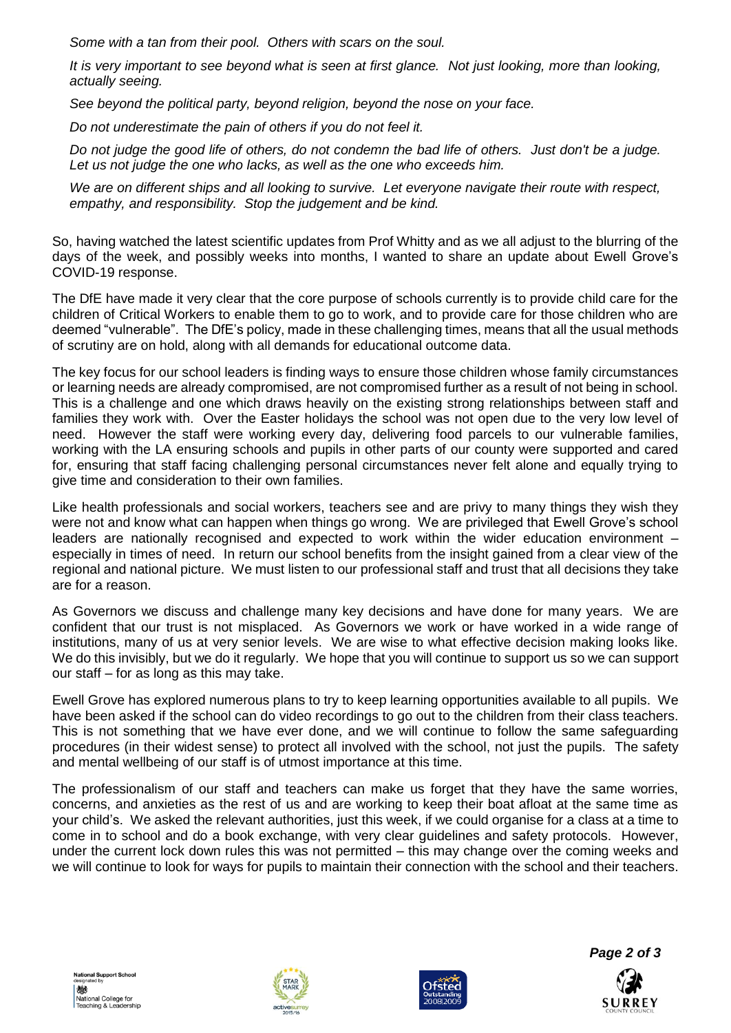*Some with a tan from their pool. Others with scars on the soul.*

*It is very important to see beyond what is seen at first glance. Not just looking, more than looking, actually seeing.*

*See beyond the political party, beyond religion, beyond the nose on your face.*

*Do not underestimate the pain of others if you do not feel it.*

*Do not judge the good life of others, do not condemn the bad life of others. Just don't be a judge. Let us not judge the one who lacks, as well as the one who exceeds him.*

*We are on different ships and all looking to survive. Let everyone navigate their route with respect, empathy, and responsibility. Stop the judgement and be kind.*

So, having watched the latest scientific updates from Prof Whitty and as we all adjust to the blurring of the days of the week, and possibly weeks into months, I wanted to share an update about Ewell Grove's COVID-19 response.

The DfE have made it very clear that the core purpose of schools currently is to provide child care for the children of Critical Workers to enable them to go to work, and to provide care for those children who are deemed "vulnerable". The DfE's policy, made in these challenging times, means that all the usual methods of scrutiny are on hold, along with all demands for educational outcome data.

The key focus for our school leaders is finding ways to ensure those children whose family circumstances or learning needs are already compromised, are not compromised further as a result of not being in school. This is a challenge and one which draws heavily on the existing strong relationships between staff and families they work with. Over the Easter holidays the school was not open due to the very low level of need. However the staff were working every day, delivering food parcels to our vulnerable families, working with the LA ensuring schools and pupils in other parts of our county were supported and cared for, ensuring that staff facing challenging personal circumstances never felt alone and equally trying to give time and consideration to their own families.

Like health professionals and social workers, teachers see and are privy to many things they wish they were not and know what can happen when things go wrong. We are privileged that Ewell Grove's school leaders are nationally recognised and expected to work within the wider education environment – especially in times of need. In return our school benefits from the insight gained from a clear view of the regional and national picture. We must listen to our professional staff and trust that all decisions they take are for a reason.

As Governors we discuss and challenge many key decisions and have done for many years. We are confident that our trust is not misplaced. As Governors we work or have worked in a wide range of institutions, many of us at very senior levels. We are wise to what effective decision making looks like. We do this invisibly, but we do it regularly. We hope that you will continue to support us so we can support our staff – for as long as this may take.

Ewell Grove has explored numerous plans to try to keep learning opportunities available to all pupils. We have been asked if the school can do video recordings to go out to the children from their class teachers. This is not something that we have ever done, and we will continue to follow the same safeguarding procedures (in their widest sense) to protect all involved with the school, not just the pupils. The safety and mental wellbeing of our staff is of utmost importance at this time.

The professionalism of our staff and teachers can make us forget that they have the same worries, concerns, and anxieties as the rest of us and are working to keep their boat afloat at the same time as your child's. We asked the relevant authorities, just this week, if we could organise for a class at a time to come in to school and do a book exchange, with very clear guidelines and safety protocols. However, under the current lock down rules this was not permitted – this may change over the coming weeks and we will continue to look for ways for pupils to maintain their connection with the school and their teachers.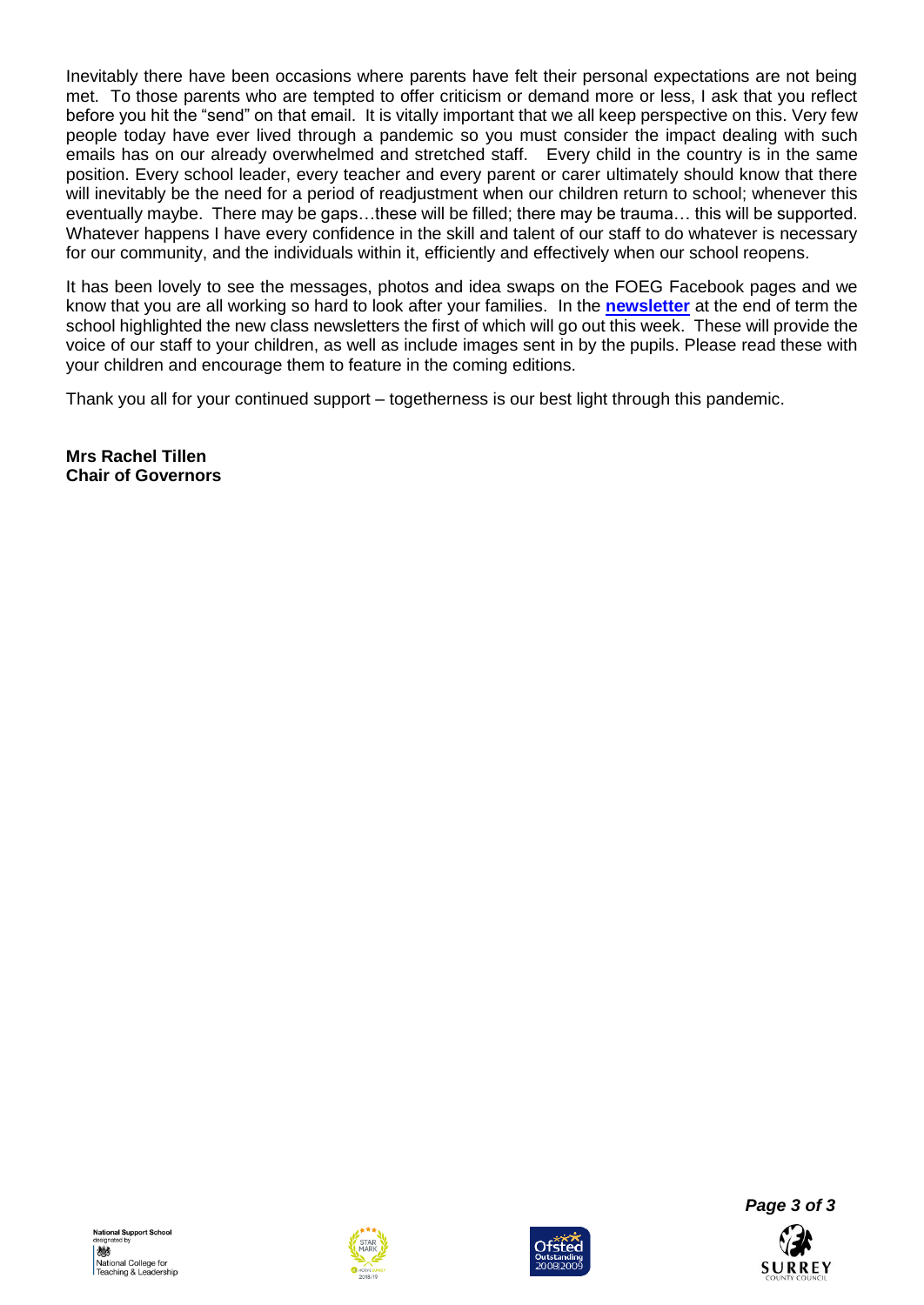Inevitably there have been occasions where parents have felt their personal expectations are not being met. To those parents who are tempted to offer criticism or demand more or less, I ask that you reflect before you hit the "send" on that email. It is vitally important that we all keep perspective on this. Very few people today have ever lived through a pandemic so you must consider the impact dealing with such emails has on our already overwhelmed and stretched staff. Every child in the country is in the same position. Every school leader, every teacher and every parent or carer ultimately should know that there will inevitably be the need for a period of readjustment when our children return to school; whenever this eventually maybe. There may be gaps…these will be filled; there may be trauma… this will be supported. Whatever happens I have every confidence in the skill and talent of our staff to do whatever is necessary for our community, and the individuals within it, efficiently and effectively when our school reopens.

It has been lovely to see the messages, photos and idea swaps on the FOEG Facebook pages and we know that you are all working so hard to look after your families. In the **newsletter** at the end of term the school highlighted the new class newsletters the first of which will go out this week. These will provide the voice of our staff to your children, as well as include images sent in by the pupils. Please read these with your children and encourage them to feature in the coming editions.

Thank you all for your continued support – togetherness is our best light through this pandemic.

**Mrs Rachel Tillen**
**Chair of Governors**